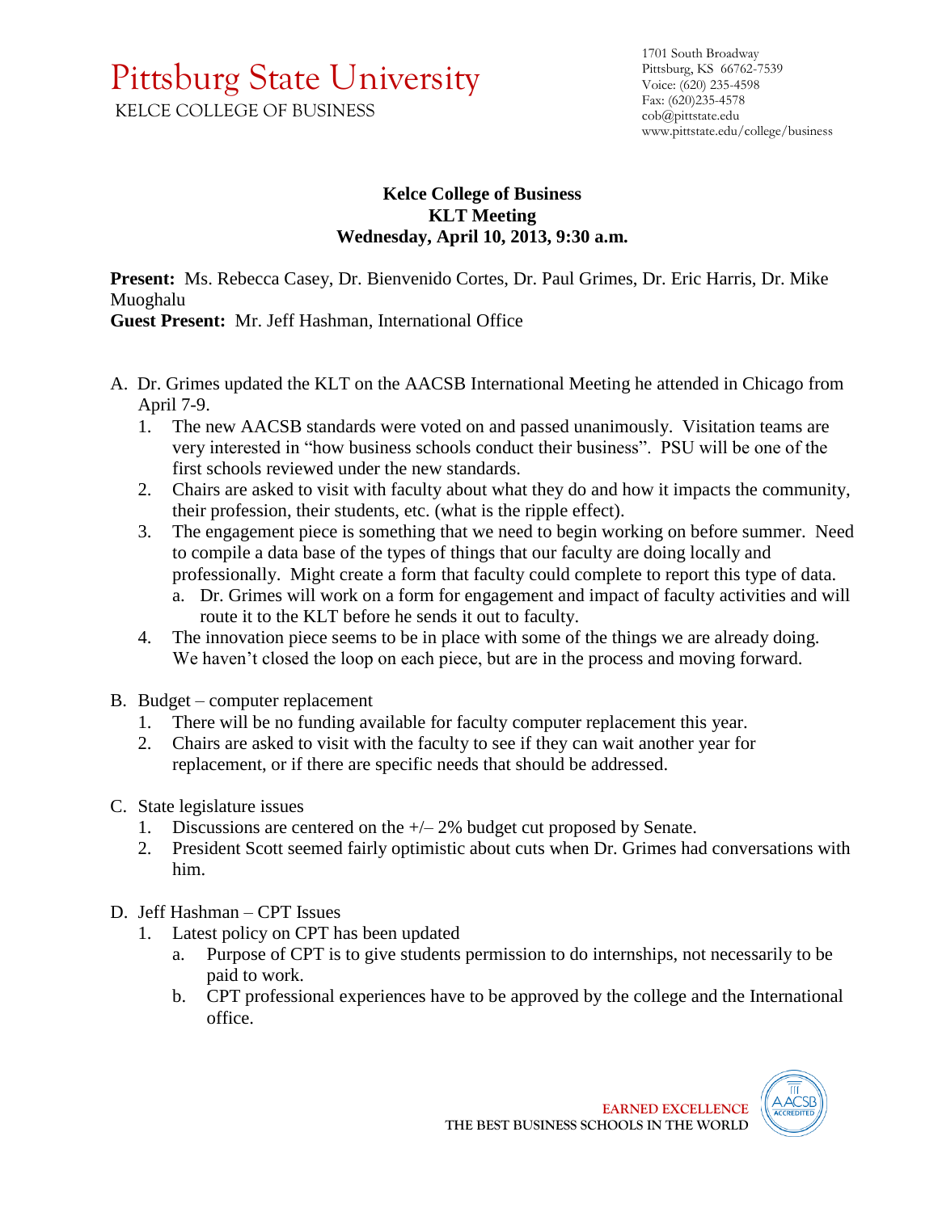# Pittsburg State University

KELCE COLLEGE OF BUSINESS

1701 South Broadway
Pittsburg, KS 66762-7539
Voice: (620) 235-4598
Fax: (620)235-4578
cob@pittstate.edu
www.pittstate.edu/college/business

**Kelce College of Business**
**KLT Meeting**
**Wednesday, April 10, 2013, 9:30 a.m.**

**Present:** Ms. Rebecca Casey, Dr. Bienvenido Cortes, Dr. Paul Grimes, Dr. Eric Harris, Dr. Mike Muoghalu
**Guest Present:** Mr. Jeff Hashman, International Office

A. Dr. Grimes updated the KLT on the AACSB International Meeting he attended in Chicago from April 7-9.
   1. The new AACSB standards were voted on and passed unanimously. Visitation teams are very interested in "how business schools conduct their business". PSU will be one of the first schools reviewed under the new standards.
   2. Chairs are asked to visit with faculty about what they do and how it impacts the community, their profession, their students, etc. (what is the ripple effect).
   3. The engagement piece is something that we need to begin working on before summer. Need to compile a data base of the types of things that our faculty are doing locally and professionally. Might create a form that faculty could complete to report this type of data.
      a. Dr. Grimes will work on a form for engagement and impact of faculty activities and will route it to the KLT before he sends it out to faculty.
   4. The innovation piece seems to be in place with some of the things we are already doing. We haven't closed the loop on each piece, but are in the process and moving forward.

B. Budget – computer replacement
   1. There will be no funding available for faculty computer replacement this year.
   2. Chairs are asked to visit with the faculty to see if they can wait another year for replacement, or if there are specific needs that should be addressed.

C. State legislature issues
   1. Discussions are centered on the +/– 2% budget cut proposed by Senate.
   2. President Scott seemed fairly optimistic about cuts when Dr. Grimes had conversations with him.

D. Jeff Hashman – CPT Issues
   1. Latest policy on CPT has been updated
      a. Purpose of CPT is to give students permission to do internships, not necessarily to be paid to work.
      b. CPT professional experiences have to be approved by the college and the International office.

EARNED EXCELLENCE
THE BEST BUSINESS SCHOOLS IN THE WORLD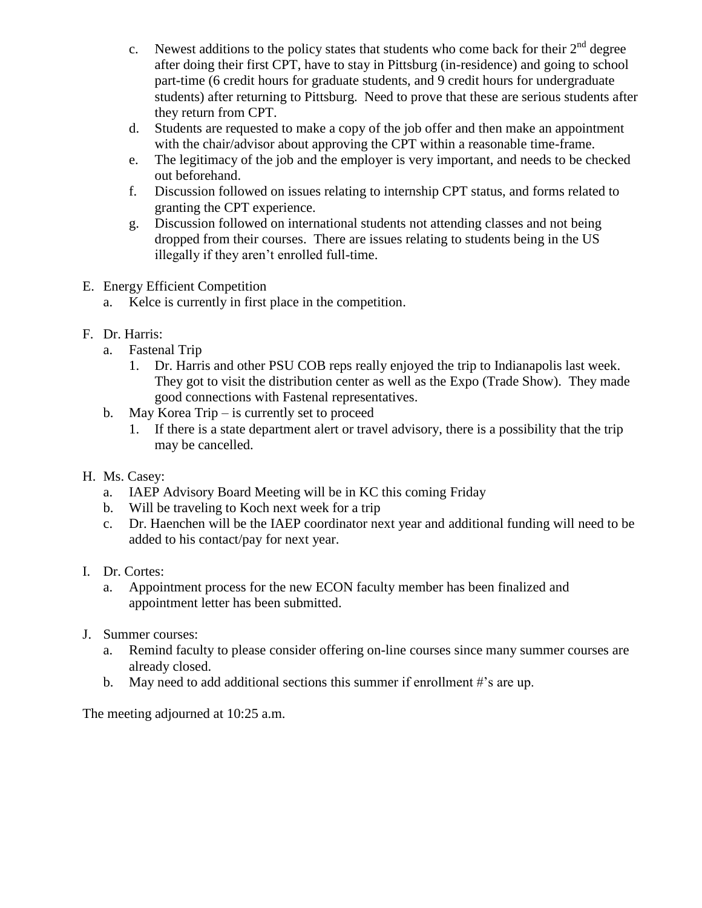c. Newest additions to the policy states that students who come back for their 2nd degree after doing their first CPT, have to stay in Pittsburg (in-residence) and going to school part-time (6 credit hours for graduate students, and 9 credit hours for undergraduate students) after returning to Pittsburg. Need to prove that these are serious students after they return from CPT.
d. Students are requested to make a copy of the job offer and then make an appointment with the chair/advisor about approving the CPT within a reasonable time-frame.
e. The legitimacy of the job and the employer is very important, and needs to be checked out beforehand.
f. Discussion followed on issues relating to internship CPT status, and forms related to granting the CPT experience.
g. Discussion followed on international students not attending classes and not being dropped from their courses. There are issues relating to students being in the US illegally if they aren't enrolled full-time.

E. Energy Efficient Competition
   a. Kelce is currently in first place in the competition.

F. Dr. Harris:
   a. Fastenal Trip
      1. Dr. Harris and other PSU COB reps really enjoyed the trip to Indianapolis last week. They got to visit the distribution center as well as the Expo (Trade Show). They made good connections with Fastenal representatives.
   b. May Korea Trip – is currently set to proceed
      1. If there is a state department alert or travel advisory, there is a possibility that the trip may be cancelled.

H. Ms. Casey:
   a. IAEP Advisory Board Meeting will be in KC this coming Friday
   b. Will be traveling to Koch next week for a trip
   c. Dr. Haenchen will be the IAEP coordinator next year and additional funding will need to be added to his contact/pay for next year.

I. Dr. Cortes:
   a. Appointment process for the new ECON faculty member has been finalized and appointment letter has been submitted.

J. Summer courses:
   a. Remind faculty to please consider offering on-line courses since many summer courses are already closed.
   b. May need to add additional sections this summer if enrollment #'s are up.

The meeting adjourned at 10:25 a.m.